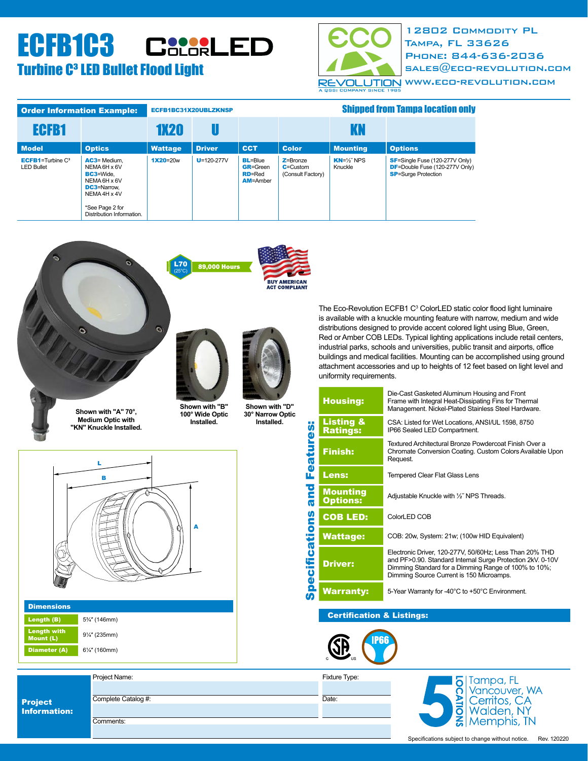# ECFB1C3 ColorLED

## Turbine C³ LED Bullet Flood Light

12802 Commodity PL
Tampa, FL 33626
Phone: 844-636-2036
sales@eco-revolution.com
www.eco-revolution.com

ECO REVOLUTION — A QSSI COMPANY SINCE 1985

**Order Information Example:** ECFB1BC31X20UBLZKNSP

**Shipped from Tampa location only**

| ECFB1 | | 1X20 | U | | | KN | |
|---|---|---|---|---|---|---|---|
| **Model** | **Optics** | **Wattage** | **Driver** | **CCT** | **Color** | **Mounting** | **Options** |
| **ECFB1**=Turbine C³ LED Bullet | **AC3**= Medium, NEMA 6H x 6V<br>**BC3**=Wide, NEMA 6H x 6V<br>**DC3**=Narrow, NEMA 4H x 4V<br><br>*See Page 2 for Distribution Information. | **1X20**=20w | **U**=120-277V | **BL**=Blue<br>**GR**=Green<br>**RD**=Red<br>**AM**=Amber | **Z**=Bronze<br>**C**=Custom (Consult Factory) | **KN**=½˝ NPS Knuckle | **SF**=Single Fuse (120-277V Only)<br>**DF**=Double Fuse (120-277V Only)<br>**SP**=Surge Protection |

L70 (25°C) 89,000 Hours

BUY AMERICAN ACT COMPLIANT

Shown with "A" 70°, Medium Optic with "KN" Knuckle Installed.

Shown with "B" 100° Wide Optic Installed.

Shown with "D" 30° Narrow Optic Installed.

The Eco-Revolution ECFB1 C³ ColorLED static color flood light luminaire is available with a knuckle mounting feature with narrow, medium and wide distributions designed to provide accent colored light using Blue, Green, Red or Amber COB LEDs. Typical lighting applications include retail centers, industrial parks, schools and universities, public transit and airports, office buildings and medical facilities. Mounting can be accomplished using ground attachment accessories and up to heights of 12 feet based on light level and uniformity requirements.

### Dimensions

| | |
|---|---|
| **Length (B)** | 5¾" (146mm) |
| **Length with Mount (L)** | 9¼" (235mm) |
| **Diameter (A)** | 6¼" (160mm) |

### Specifications and Features:

| | |
|---|---|
| **Housing:** | Die-Cast Gasketed Aluminum Housing and Front Frame with Integral Heat-Dissipating Fins for Thermal Management. Nickel-Plated Stainless Steel Hardware. |
| **Listing & Ratings:** | CSA: Listed for Wet Locations, ANSI/UL 1598, 8750<br>IP66 Sealed LED Compartment. |
| **Finish:** | Textured Architectural Bronze Powdercoat Finish Over a Chromate Conversion Coating. Custom Colors Available Upon Request. |
| **Lens:** | Tempered Clear Flat Glass Lens |
| **Mounting Options:** | Adjustable Knuckle with ½˝ NPS Threads. |
| **COB LED:** | ColorLED COB |
| **Wattage:** | COB: 20w, System: 21w; (100w HID Equivalent) |
| **Driver:** | Electronic Driver, 120-277V, 50/60Hz; Less Than 20% THD and PF>0.90. Standard Internal Surge Protection 2kV. 0-10V Dimming Standard for a Dimming Range of 100% to 10%; Dimming Source Current is 150 Microamps. |
| **Warranty:** | 5-Year Warranty for -40°C to +50°C Environment. |

### Certification & Listings:

CSA C US, IP66

| **Project Information:** | Project Name: | Fixture Type: |
|---|---|---|
| | Complete Catalog #: | Date: |
| | Comments: | |

5 LOCATIONS: Tampa, FL; Vancouver, WA; Cerritos, CA; Walden, NY; Memphis, TN

Specifications subject to change without notice. Rev. 120220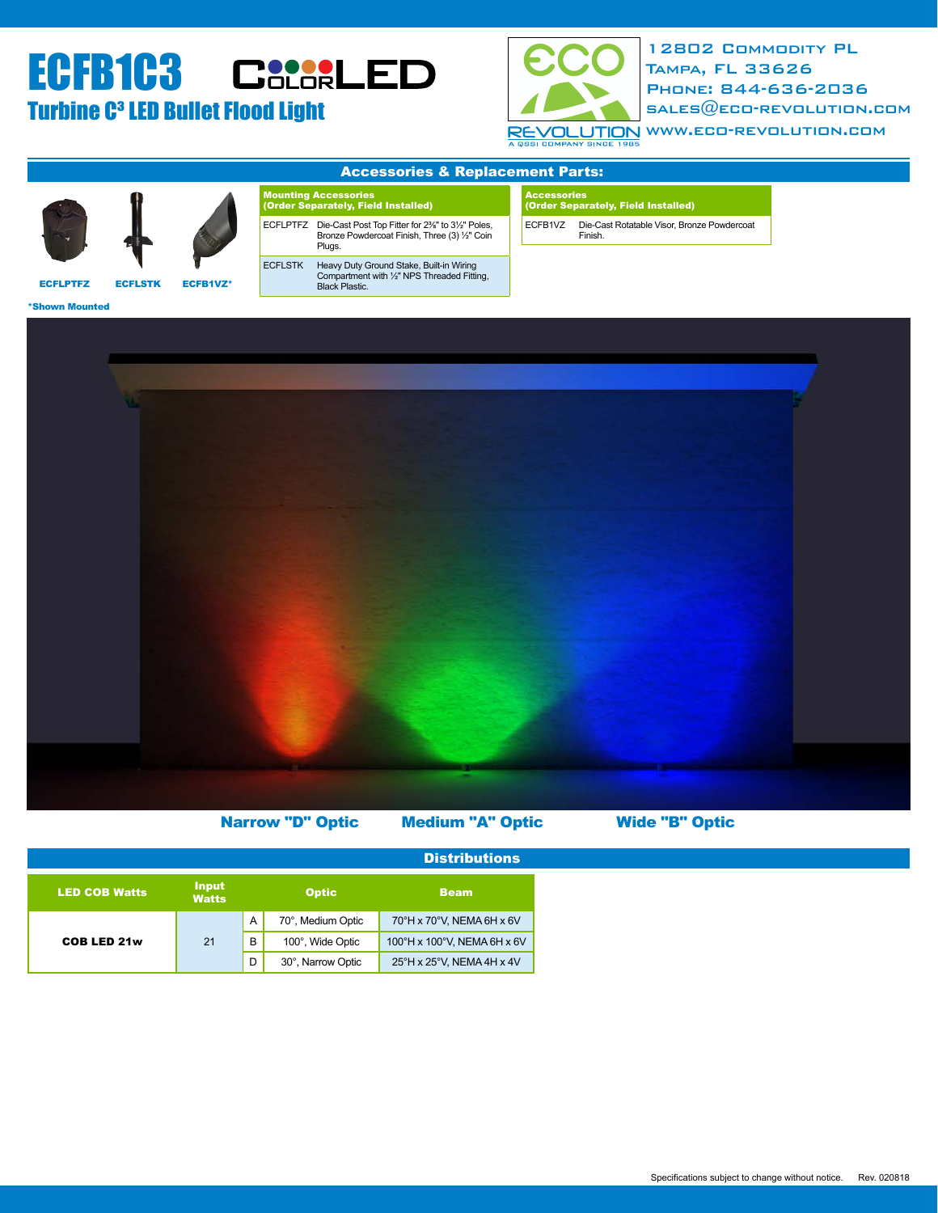# ECFB1C3

## Turbine C³ LED Bullet Flood Light

12802 Commodity PL
Tampa, FL 33626
Phone: 844-636-2036
sales@eco-revolution.com
www.eco-revolution.com

ECO REVOLUTION
A QSSI COMPANY SINCE 1985

### Accessories & Replacement Parts:

ECFLPTFZ ECFLSTK ECFB1VZ*

*Shown Mounted

| Mounting Accessories (Order Separately, Field Installed) | |
|---|---|
| ECFLPTFZ | Die-Cast Post Top Fitter for 2⅜" to 3½" Poles, Bronze Powdercoat Finish, Three (3) ½" Coin Plugs. |
| ECFLSTK | Heavy Duty Ground Stake, Built-in Wiring Compartment with ½" NPS Threaded Fitting, Black Plastic. |

| Accessories (Order Separately, Field Installed) | |
|---|---|
| ECFB1VZ | Die-Cast Rotatable Visor, Bronze Powdercoat Finish. |

Narrow "D" Optic    Medium "A" Optic    Wide "B" Optic

### Distributions

| LED COB Watts | Input Watts | | Optic | Beam |
|---|---|---|---|---|
| COB LED 21w | 21 | A | 70°, Medium Optic | 70°H x 70°V, NEMA 6H x 6V |
| | | B | 100°, Wide Optic | 100°H x 100°V, NEMA 6H x 6V |
| | | D | 30°, Narrow Optic | 25°H x 25°V, NEMA 4H x 4V |

Specifications subject to change without notice. Rev. 020818